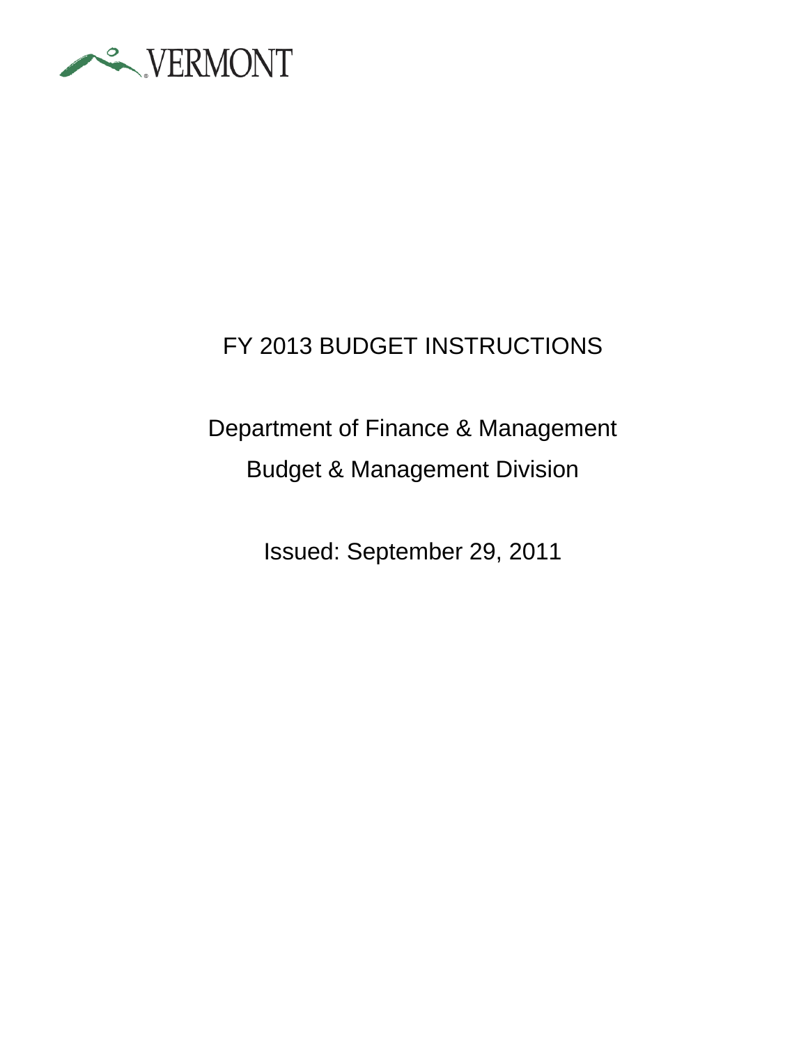VERMONT

# FY 2013 BUDGET INSTRUCTIONS

## Department of Finance & Management
## Budget & Management Division

Issued: September 29, 2011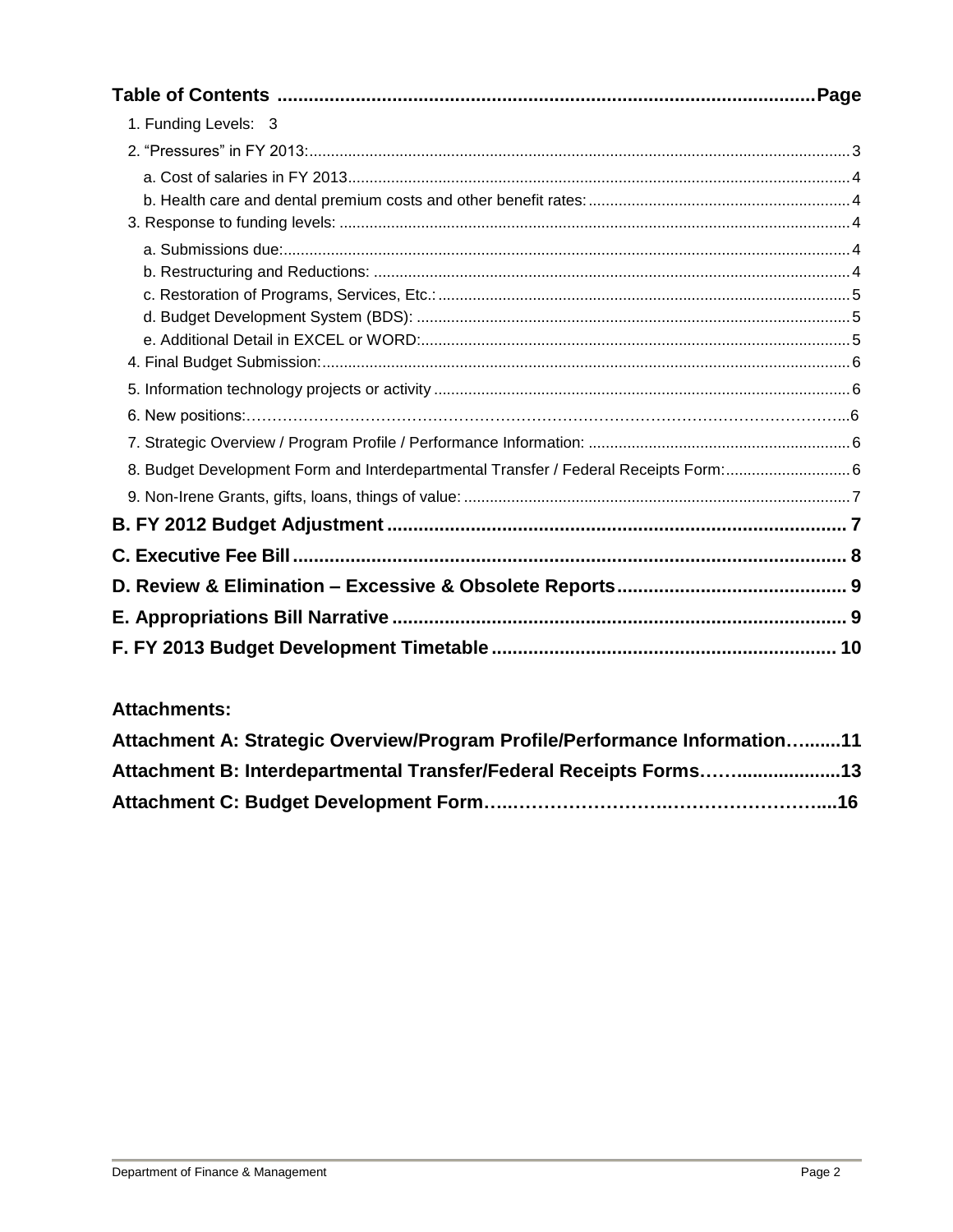**Table of Contents ....................................................................................................Page**

1. Funding Levels: 3
2. "Pressures" in FY 2013: ..................................................................................................3
   - a. Cost of salaries in FY 2013 ......................................................................................4
   - b. Health care and dental premium costs and other benefit rates: ...................................4
3. Response to funding levels: ............................................................................................4
   - a. Submissions due: .....................................................................................................4
   - b. Restructuring and Reductions: ..................................................................................4
   - c. Restoration of Programs, Services, Etc.: ....................................................................5
   - d. Budget Development System (BDS): ..........................................................................5
   - e. Additional Detail in EXCEL or WORD: .........................................................................5
4. Final Budget Submission: ...............................................................................................6
5. Information technology projects or activity .....................................................................6
6. New positions: ...............................................................................................................6
7. Strategic Overview / Program Profile / Performance Information: ....................................6
8. Budget Development Form and Interdepartmental Transfer / Federal Receipts Form: ........6
9. Non-Irene Grants, gifts, loans, things of value: ...............................................................7

**B. FY 2012 Budget Adjustment ........................................................................................ 7**

**C. Executive Fee Bill ........................................................................................................ 8**

**D. Review & Elimination – Excessive & Obsolete Reports ............................................ 9**

**E. Appropriations Bill Narrative ...................................................................................... 9**

**F. FY 2013 Budget Development Timetable ................................................................. 10**

**Attachments:**

**Attachment A: Strategic Overview/Program Profile/Performance Information…........11**

**Attachment B: Interdepartmental Transfer/Federal Receipts Forms……...................13**

**Attachment C: Budget Development Form…..……………………….…………………....16**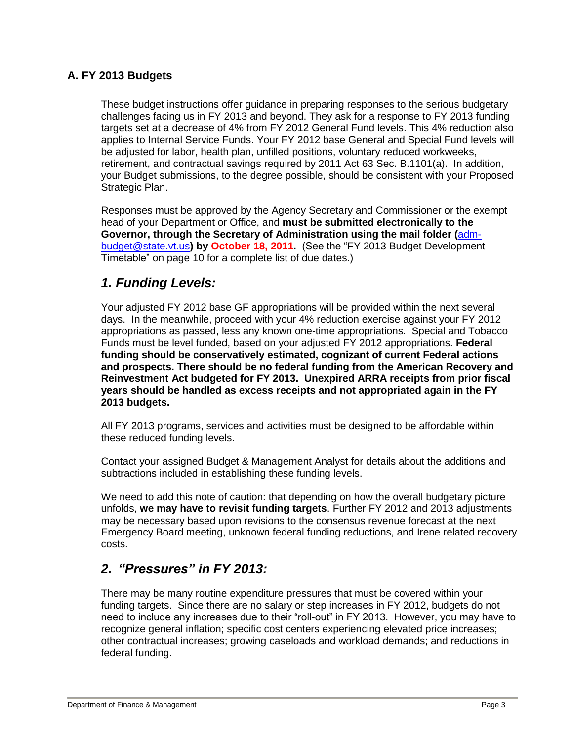## A. FY 2013 Budgets

These budget instructions offer guidance in preparing responses to the serious budgetary challenges facing us in FY 2013 and beyond. They ask for a response to FY 2013 funding targets set at a decrease of 4% from FY 2012 General Fund levels. This 4% reduction also applies to Internal Service Funds. Your FY 2012 base General and Special Fund levels will be adjusted for labor, health plan, unfilled positions, voluntary reduced workweeks, retirement, and contractual savings required by 2011 Act 63 Sec. B.1101(a). In addition, your Budget submissions, to the degree possible, should be consistent with your Proposed Strategic Plan.

Responses must be approved by the Agency Secretary and Commissioner or the exempt head of your Department or Office, and **must be submitted electronically to the Governor, through the Secretary of Administration using the mail folder (adm-budget@state.vt.us) by October 18, 2011.** (See the "FY 2013 Budget Development Timetable" on page 10 for a complete list of due dates.)

### *1. Funding Levels:*

Your adjusted FY 2012 base GF appropriations will be provided within the next several days. In the meanwhile, proceed with your 4% reduction exercise against your FY 2012 appropriations as passed, less any known one-time appropriations. Special and Tobacco Funds must be level funded, based on your adjusted FY 2012 appropriations. **Federal funding should be conservatively estimated, cognizant of current Federal actions and prospects. There should be no federal funding from the American Recovery and Reinvestment Act budgeted for FY 2013. Unexpired ARRA receipts from prior fiscal years should be handled as excess receipts and not appropriated again in the FY 2013 budgets.**

All FY 2013 programs, services and activities must be designed to be affordable within these reduced funding levels.

Contact your assigned Budget & Management Analyst for details about the additions and subtractions included in establishing these funding levels.

We need to add this note of caution: that depending on how the overall budgetary picture unfolds, **we may have to revisit funding targets**. Further FY 2012 and 2013 adjustments may be necessary based upon revisions to the consensus revenue forecast at the next Emergency Board meeting, unknown federal funding reductions, and Irene related recovery costs.

### *2. "Pressures" in FY 2013:*

There may be many routine expenditure pressures that must be covered within your funding targets. Since there are no salary or step increases in FY 2012, budgets do not need to include any increases due to their "roll-out" in FY 2013. However, you may have to recognize general inflation; specific cost centers experiencing elevated price increases; other contractual increases; growing caseloads and workload demands; and reductions in federal funding.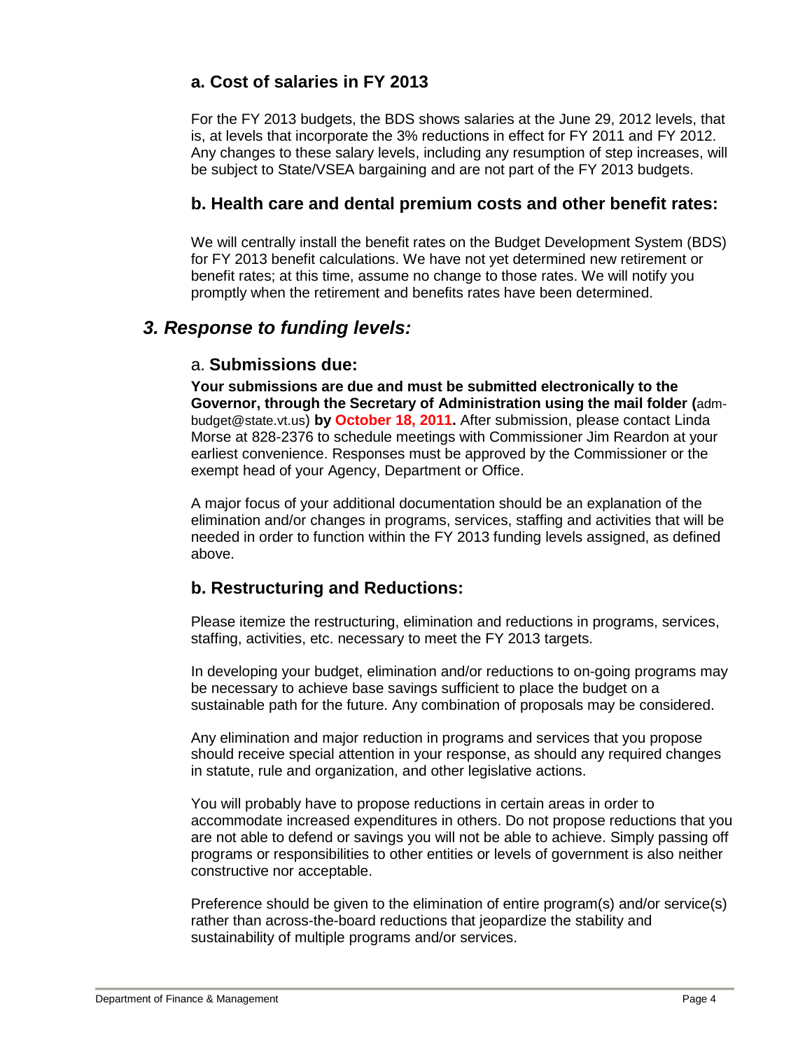### a. Cost of salaries in FY 2013

For the FY 2013 budgets, the BDS shows salaries at the June 29, 2012 levels, that is, at levels that incorporate the 3% reductions in effect for FY 2011 and FY 2012. Any changes to these salary levels, including any resumption of step increases, will be subject to State/VSEA bargaining and are not part of the FY 2013 budgets.

### b. Health care and dental premium costs and other benefit rates:

We will centrally install the benefit rates on the Budget Development System (BDS) for FY 2013 benefit calculations. We have not yet determined new retirement or benefit rates; at this time, assume no change to those rates. We will notify you promptly when the retirement and benefits rates have been determined.

## *3. Response to funding levels:*

### a. **Submissions due:**

**Your submissions are due and must be submitted electronically to the Governor, through the Secretary of Administration using the mail folder (**adm-budget@state.vt.us) **by October 18, 2011.** After submission, please contact Linda Morse at 828-2376 to schedule meetings with Commissioner Jim Reardon at your earliest convenience. Responses must be approved by the Commissioner or the exempt head of your Agency, Department or Office.

A major focus of your additional documentation should be an explanation of the elimination and/or changes in programs, services, staffing and activities that will be needed in order to function within the FY 2013 funding levels assigned, as defined above.

### b. Restructuring and Reductions:

Please itemize the restructuring, elimination and reductions in programs, services, staffing, activities, etc. necessary to meet the FY 2013 targets.

In developing your budget, elimination and/or reductions to on-going programs may be necessary to achieve base savings sufficient to place the budget on a sustainable path for the future. Any combination of proposals may be considered.

Any elimination and major reduction in programs and services that you propose should receive special attention in your response, as should any required changes in statute, rule and organization, and other legislative actions.

You will probably have to propose reductions in certain areas in order to accommodate increased expenditures in others. Do not propose reductions that you are not able to defend or savings you will not be able to achieve. Simply passing off programs or responsibilities to other entities or levels of government is also neither constructive nor acceptable.

Preference should be given to the elimination of entire program(s) and/or service(s) rather than across-the-board reductions that jeopardize the stability and sustainability of multiple programs and/or services.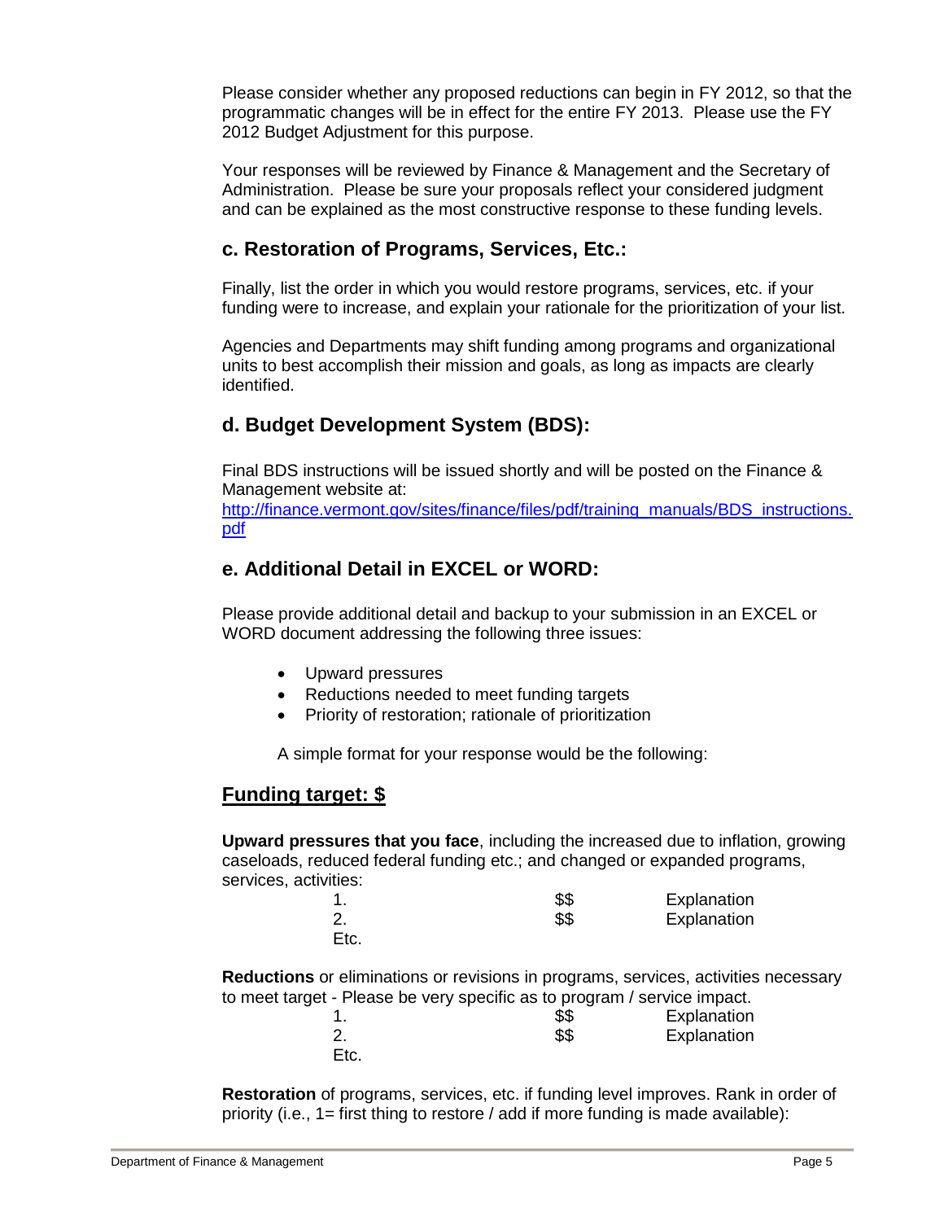Please consider whether any proposed reductions can begin in FY 2012, so that the programmatic changes will be in effect for the entire FY 2013. Please use the FY 2012 Budget Adjustment for this purpose.

Your responses will be reviewed by Finance & Management and the Secretary of Administration. Please be sure your proposals reflect your considered judgment and can be explained as the most constructive response to these funding levels.

### c. Restoration of Programs, Services, Etc.:

Finally, list the order in which you would restore programs, services, etc. if your funding were to increase, and explain your rationale for the prioritization of your list.

Agencies and Departments may shift funding among programs and organizational units to best accomplish their mission and goals, as long as impacts are clearly identified.

### d. Budget Development System (BDS):

Final BDS instructions will be issued shortly and will be posted on the Finance & Management website at:
[http://finance.vermont.gov/sites/finance/files/pdf/training_manuals/BDS_instructions.pdf](http://finance.vermont.gov/sites/finance/files/pdf/training_manuals/BDS_instructions.pdf)

### e. Additional Detail in EXCEL or WORD:

Please provide additional detail and backup to your submission in an EXCEL or WORD document addressing the following three issues:

- Upward pressures
- Reductions needed to meet funding targets
- Priority of restoration; rationale of prioritization

A simple format for your response would be the following:

### Funding target: $

**Upward pressures that you face**, including the increased due to inflation, growing caseloads, reduced federal funding etc.; and changed or expanded programs, services, activities:

| | | |
|---|---|---|
| 1. | $$ | Explanation |
| 2. | $$ | Explanation |
| Etc. | | |

**Reductions** or eliminations or revisions in programs, services, activities necessary to meet target - Please be very specific as to program / service impact.

| | | |
|---|---|---|
| 1. | $$ | Explanation |
| 2. | $$ | Explanation |
| Etc. | | |

**Restoration** of programs, services, etc. if funding level improves. Rank in order of priority (i.e., 1= first thing to restore / add if more funding is made available):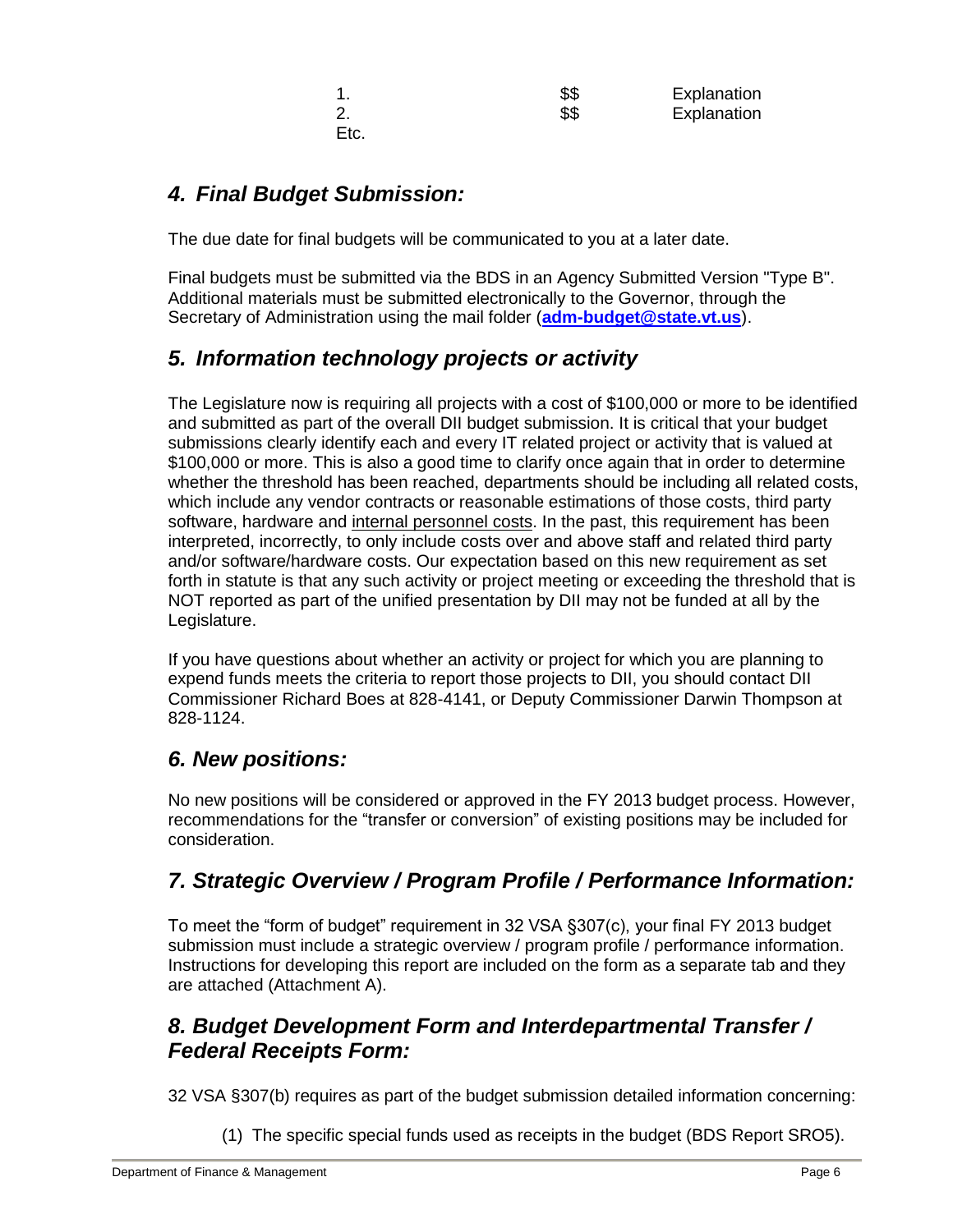| | | |
|---|---|---|
| 1. | $$ | Explanation |
| 2. | $$ | Explanation |
| Etc. | | |

## *4. Final Budget Submission:*

The due date for final budgets will be communicated to you at a later date.

Final budgets must be submitted via the BDS in an Agency Submitted Version "Type B". Additional materials must be submitted electronically to the Governor, through the Secretary of Administration using the mail folder (**adm-budget@state.vt.us**).

## *5. Information technology projects or activity*

The Legislature now is requiring all projects with a cost of $100,000 or more to be identified and submitted as part of the overall DII budget submission. It is critical that your budget submissions clearly identify each and every IT related project or activity that is valued at $100,000 or more. This is also a good time to clarify once again that in order to determine whether the threshold has been reached, departments should be including all related costs, which include any vendor contracts or reasonable estimations of those costs, third party software, hardware and internal personnel costs. In the past, this requirement has been interpreted, incorrectly, to only include costs over and above staff and related third party and/or software/hardware costs. Our expectation based on this new requirement as set forth in statute is that any such activity or project meeting or exceeding the threshold that is NOT reported as part of the unified presentation by DII may not be funded at all by the Legislature.

If you have questions about whether an activity or project for which you are planning to expend funds meets the criteria to report those projects to DII, you should contact DII Commissioner Richard Boes at 828-4141, or Deputy Commissioner Darwin Thompson at 828-1124.

## *6. New positions:*

No new positions will be considered or approved in the FY 2013 budget process. However, recommendations for the "transfer or conversion" of existing positions may be included for consideration.

## *7. Strategic Overview / Program Profile / Performance Information:*

To meet the "form of budget" requirement in 32 VSA §307(c), your final FY 2013 budget submission must include a strategic overview / program profile / performance information. Instructions for developing this report are included on the form as a separate tab and they are attached (Attachment A).

## *8. Budget Development Form and Interdepartmental Transfer / Federal Receipts Form:*

32 VSA §307(b) requires as part of the budget submission detailed information concerning:

(1) The specific special funds used as receipts in the budget (BDS Report SRO5).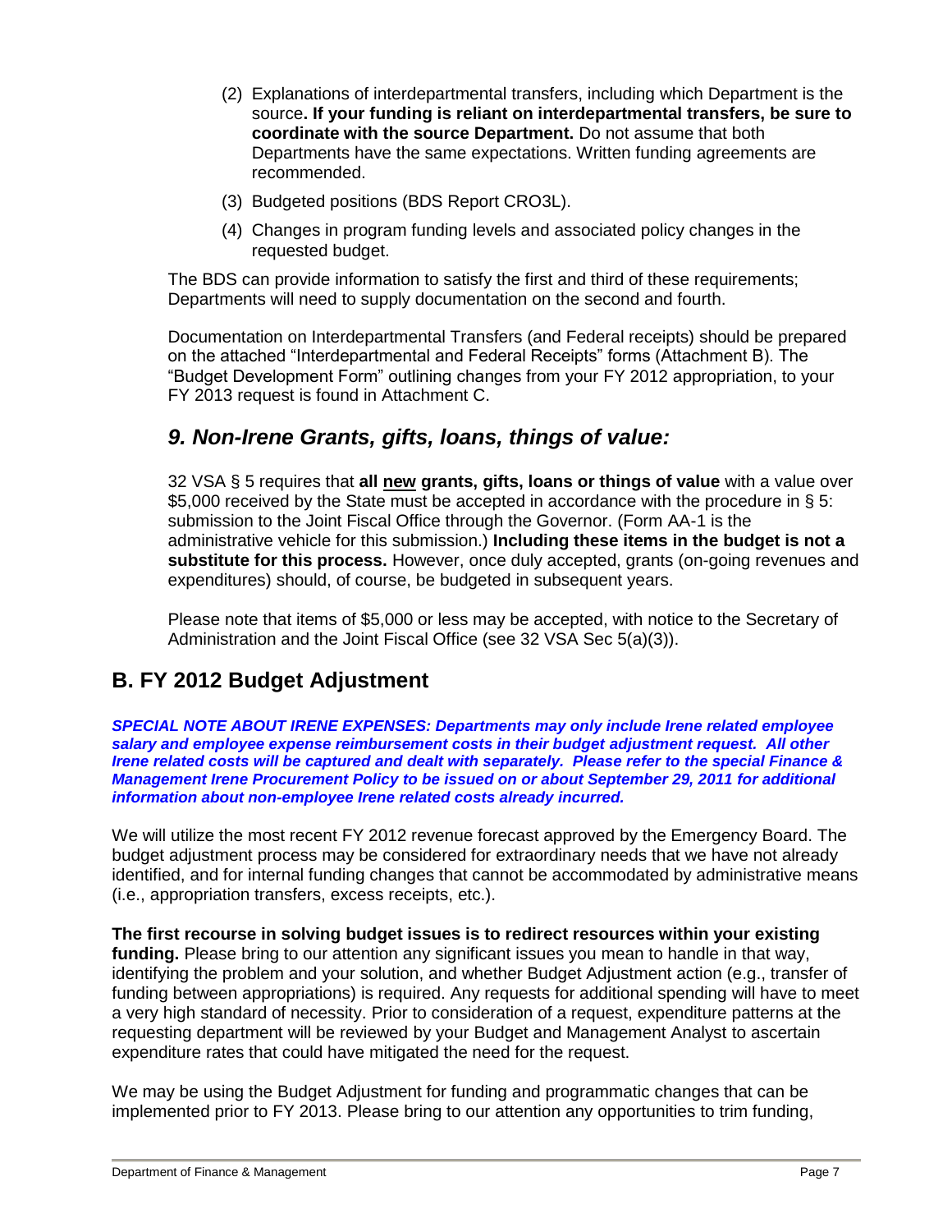(2) Explanations of interdepartmental transfers, including which Department is the source**. If your funding is reliant on interdepartmental transfers, be sure to coordinate with the source Department.** Do not assume that both Departments have the same expectations. Written funding agreements are recommended.

(3) Budgeted positions (BDS Report CRO3L).

(4) Changes in program funding levels and associated policy changes in the requested budget.

The BDS can provide information to satisfy the first and third of these requirements; Departments will need to supply documentation on the second and fourth.

Documentation on Interdepartmental Transfers (and Federal receipts) should be prepared on the attached "Interdepartmental and Federal Receipts" forms (Attachment B). The "Budget Development Form" outlining changes from your FY 2012 appropriation, to your FY 2013 request is found in Attachment C.

### *9. Non-Irene Grants, gifts, loans, things of value:*

32 VSA § 5 requires that **all <u>new</u> grants, gifts, loans or things of value** with a value over \$5,000 received by the State must be accepted in accordance with the procedure in § 5: submission to the Joint Fiscal Office through the Governor. (Form AA-1 is the administrative vehicle for this submission.) **Including these items in the budget is not a substitute for this process.** However, once duly accepted, grants (on-going revenues and expenditures) should, of course, be budgeted in subsequent years.

Please note that items of \$5,000 or less may be accepted, with notice to the Secretary of Administration and the Joint Fiscal Office (see 32 VSA Sec 5(a)(3)).

## B. FY 2012 Budget Adjustment

***SPECIAL NOTE ABOUT IRENE EXPENSES: Departments may only include Irene related employee salary and employee expense reimbursement costs in their budget adjustment request. All other Irene related costs will be captured and dealt with separately. Please refer to the special Finance & Management Irene Procurement Policy to be issued on or about September 29, 2011 for additional information about non-employee Irene related costs already incurred.***

We will utilize the most recent FY 2012 revenue forecast approved by the Emergency Board. The budget adjustment process may be considered for extraordinary needs that we have not already identified, and for internal funding changes that cannot be accommodated by administrative means (i.e., appropriation transfers, excess receipts, etc.).

**The first recourse in solving budget issues is to redirect resources within your existing funding.** Please bring to our attention any significant issues you mean to handle in that way, identifying the problem and your solution, and whether Budget Adjustment action (e.g., transfer of funding between appropriations) is required. Any requests for additional spending will have to meet a very high standard of necessity. Prior to consideration of a request, expenditure patterns at the requesting department will be reviewed by your Budget and Management Analyst to ascertain expenditure rates that could have mitigated the need for the request.

We may be using the Budget Adjustment for funding and programmatic changes that can be implemented prior to FY 2013. Please bring to our attention any opportunities to trim funding,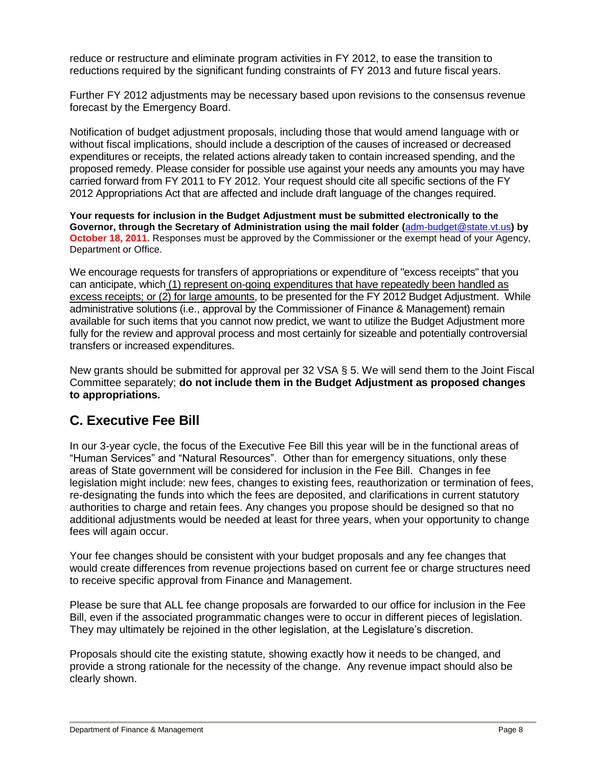reduce or restructure and eliminate program activities in FY 2012, to ease the transition to reductions required by the significant funding constraints of FY 2013 and future fiscal years.

Further FY 2012 adjustments may be necessary based upon revisions to the consensus revenue forecast by the Emergency Board.

Notification of budget adjustment proposals, including those that would amend language with or without fiscal implications, should include a description of the causes of increased or decreased expenditures or receipts, the related actions already taken to contain increased spending, and the proposed remedy. Please consider for possible use against your needs any amounts you may have carried forward from FY 2011 to FY 2012. Your request should cite all specific sections of the FY 2012 Appropriations Act that are affected and include draft language of the changes required.

**Your requests for inclusion in the Budget Adjustment must be submitted electronically to the Governor, through the Secretary of Administration using the mail folder (adm-budget@state.vt.us) by October 18, 2011.** Responses must be approved by the Commissioner or the exempt head of your Agency, Department or Office.

We encourage requests for transfers of appropriations or expenditure of "excess receipts" that you can anticipate, which (1) represent on-going expenditures that have repeatedly been handled as excess receipts; or (2) for large amounts, to be presented for the FY 2012 Budget Adjustment. While administrative solutions (i.e., approval by the Commissioner of Finance & Management) remain available for such items that you cannot now predict, we want to utilize the Budget Adjustment more fully for the review and approval process and most certainly for sizeable and potentially controversial transfers or increased expenditures.

New grants should be submitted for approval per 32 VSA § 5. We will send them to the Joint Fiscal Committee separately; **do not include them in the Budget Adjustment as proposed changes to appropriations.**

## C. Executive Fee Bill

In our 3-year cycle, the focus of the Executive Fee Bill this year will be in the functional areas of "Human Services" and "Natural Resources". Other than for emergency situations, only these areas of State government will be considered for inclusion in the Fee Bill. Changes in fee legislation might include: new fees, changes to existing fees, reauthorization or termination of fees, re-designating the funds into which the fees are deposited, and clarifications in current statutory authorities to charge and retain fees. Any changes you propose should be designed so that no additional adjustments would be needed at least for three years, when your opportunity to change fees will again occur.

Your fee changes should be consistent with your budget proposals and any fee changes that would create differences from revenue projections based on current fee or charge structures need to receive specific approval from Finance and Management.

Please be sure that ALL fee change proposals are forwarded to our office for inclusion in the Fee Bill, even if the associated programmatic changes were to occur in different pieces of legislation. They may ultimately be rejoined in the other legislation, at the Legislature's discretion.

Proposals should cite the existing statute, showing exactly how it needs to be changed, and provide a strong rationale for the necessity of the change. Any revenue impact should also be clearly shown.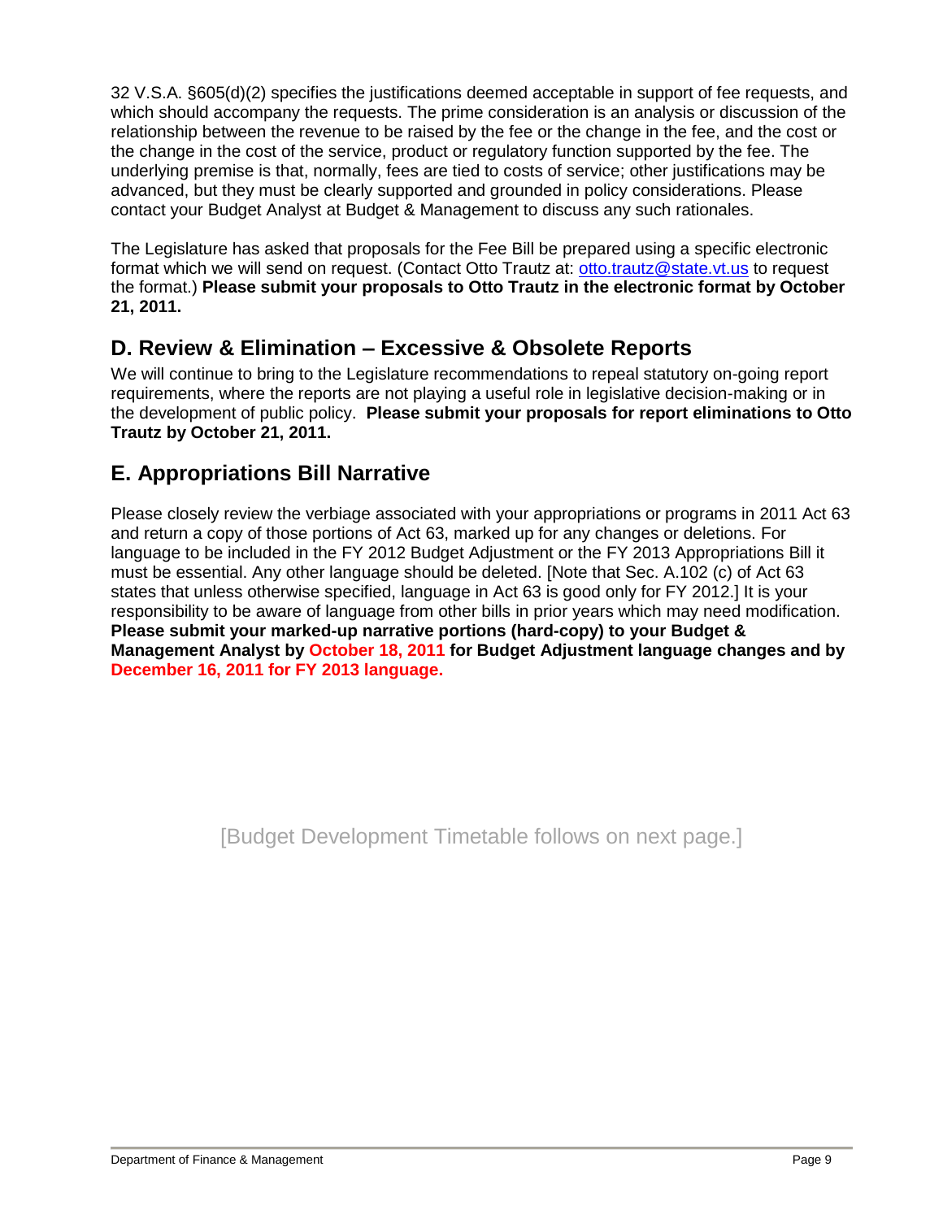32 V.S.A. §605(d)(2) specifies the justifications deemed acceptable in support of fee requests, and which should accompany the requests. The prime consideration is an analysis or discussion of the relationship between the revenue to be raised by the fee or the change in the fee, and the cost or the change in the cost of the service, product or regulatory function supported by the fee. The underlying premise is that, normally, fees are tied to costs of service; other justifications may be advanced, but they must be clearly supported and grounded in policy considerations. Please contact your Budget Analyst at Budget & Management to discuss any such rationales.

The Legislature has asked that proposals for the Fee Bill be prepared using a specific electronic format which we will send on request. (Contact Otto Trautz at: otto.trautz@state.vt.us to request the format.) **Please submit your proposals to Otto Trautz in the electronic format by October 21, 2011.**

## D. Review & Elimination – Excessive & Obsolete Reports

We will continue to bring to the Legislature recommendations to repeal statutory on-going report requirements, where the reports are not playing a useful role in legislative decision-making or in the development of public policy. **Please submit your proposals for report eliminations to Otto Trautz by October 21, 2011.**

## E. Appropriations Bill Narrative

Please closely review the verbiage associated with your appropriations or programs in 2011 Act 63 and return a copy of those portions of Act 63, marked up for any changes or deletions. For language to be included in the FY 2012 Budget Adjustment or the FY 2013 Appropriations Bill it must be essential. Any other language should be deleted. [Note that Sec. A.102 (c) of Act 63 states that unless otherwise specified, language in Act 63 is good only for FY 2012.] It is your responsibility to be aware of language from other bills in prior years which may need modification. **Please submit your marked-up narrative portions (hard-copy) to your Budget & Management Analyst by October 18, 2011 for Budget Adjustment language changes and by December 16, 2011 for FY 2013 language.**

[Budget Development Timetable follows on next page.]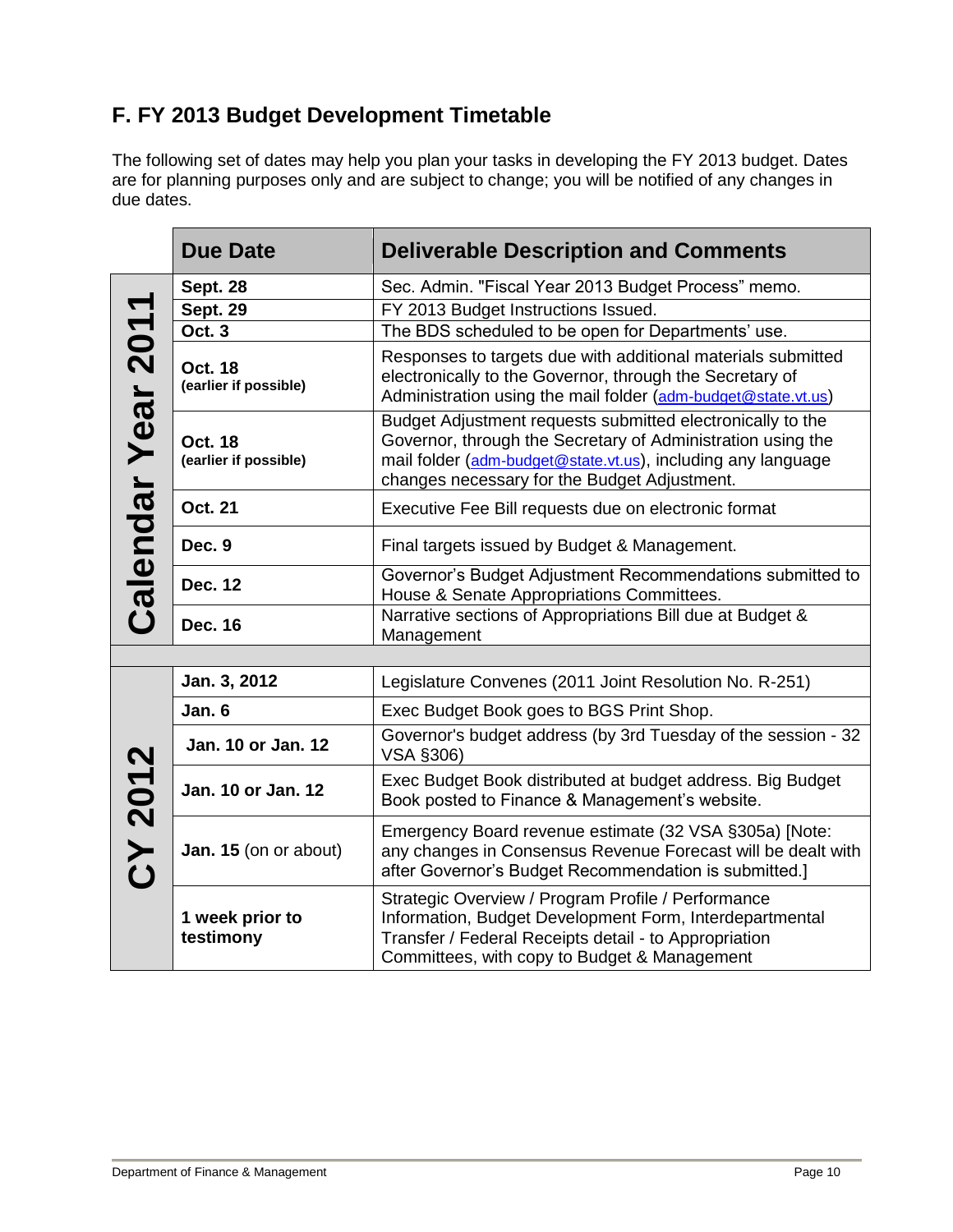## F. FY 2013 Budget Development Timetable

The following set of dates may help you plan your tasks in developing the FY 2013 budget. Dates are for planning purposes only and are subject to change; you will be notified of any changes in due dates.

| | Due Date | Deliverable Description and Comments |
|---|---|---|
| **Calendar Year 2011** | **Sept. 28** | Sec. Admin. "Fiscal Year 2013 Budget Process" memo. |
| | **Sept. 29** | FY 2013 Budget Instructions Issued. |
| | **Oct. 3** | The BDS scheduled to be open for Departments' use. |
| | **Oct. 18** **(earlier if possible)** | Responses to targets due with additional materials submitted electronically to the Governor, through the Secretary of Administration using the mail folder (adm-budget@state.vt.us) |
| | **Oct. 18** **(earlier if possible)** | Budget Adjustment requests submitted electronically to the Governor, through the Secretary of Administration using the mail folder (adm-budget@state.vt.us), including any language changes necessary for the Budget Adjustment. |
| | **Oct. 21** | Executive Fee Bill requests due on electronic format |
| | **Dec. 9** | Final targets issued by Budget & Management. |
| | **Dec. 12** | Governor's Budget Adjustment Recommendations submitted to House & Senate Appropriations Committees. |
| | **Dec. 16** | Narrative sections of Appropriations Bill due at Budget & Management |
| | | |
| **CY 2012** | **Jan. 3, 2012** | Legislature Convenes (2011 Joint Resolution No. R-251) |
| | **Jan. 6** | Exec Budget Book goes to BGS Print Shop. |
| | **Jan. 10 or Jan. 12** | Governor's budget address (by 3rd Tuesday of the session - 32 VSA §306) |
| | **Jan. 10 or Jan. 12** | Exec Budget Book distributed at budget address. Big Budget Book posted to Finance & Management's website. |
| | **Jan. 15** (on or about) | Emergency Board revenue estimate (32 VSA §305a) [Note: any changes in Consensus Revenue Forecast will be dealt with after Governor's Budget Recommendation is submitted.] |
| | **1 week prior to testimony** | Strategic Overview / Program Profile / Performance Information, Budget Development Form, Interdepartmental Transfer / Federal Receipts detail - to Appropriation Committees, with copy to Budget & Management |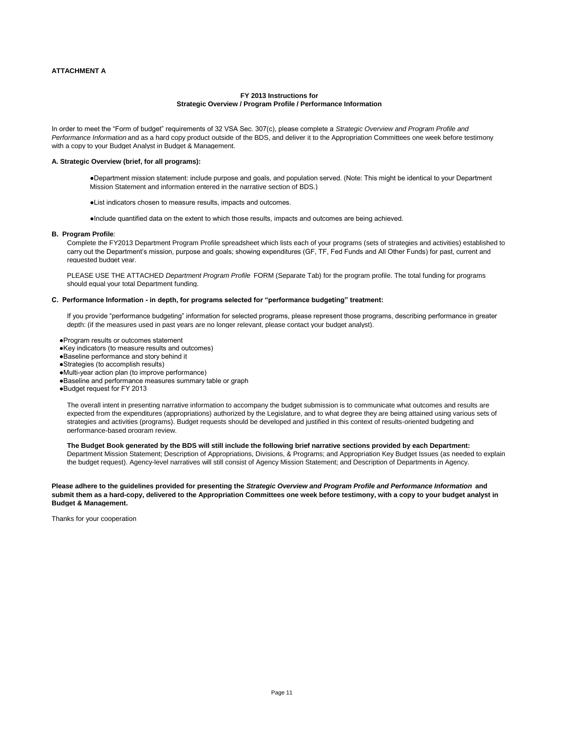**ATTACHMENT A**

**FY 2013 Instructions for**
**Strategic Overview / Program Profile / Performance Information**

In order to meet the "Form of budget" requirements of 32 VSA Sec. 307(c), please complete a *Strategic Overview and Program Profile and Performance Information* and as a hard copy product outside of the BDS, and deliver it to the Appropriation Committees one week before testimony with a copy to your Budget Analyst in Budget & Management.

**A. Strategic Overview (brief, for all programs):**

- Department mission statement: include purpose and goals, and population served. (Note: This might be identical to your Department Mission Statement and information entered in the narrative section of BDS.)
- List indicators chosen to measure results, impacts and outcomes.
- Include quantified data on the extent to which those results, impacts and outcomes are being achieved.

**B. Program Profile**:

Complete the FY2013 Department Program Profile spreadsheet which lists each of your programs (sets of strategies and activities) established to carry out the Department's mission, purpose and goals; showing expenditures (GF, TF, Fed Funds and All Other Funds) for past, current and requested budget year.

PLEASE USE THE ATTACHED *Department Program Profile* FORM (Separate Tab) for the program profile. The total funding for programs should equal your total Department funding.

**C. Performance Information - in depth, for programs selected for "performance budgeting" treatment:**

If you provide "performance budgeting" information for selected programs, please represent those programs, describing performance in greater depth: (if the measures used in past years are no longer relevant, please contact your budget analyst).

- Program results or outcomes statement
- Key indicators (to measure results and outcomes)
- Baseline performance and story behind it
- Strategies (to accomplish results)
- Multi-year action plan (to improve performance)
- Baseline and performance measures summary table or graph
- Budget request for FY 2013

The overall intent in presenting narrative information to accompany the budget submission is to communicate what outcomes and results are expected from the expenditures (appropriations) authorized by the Legislature, and to what degree they are being attained using various sets of strategies and activities (programs). Budget requests should be developed and justified in this context of results-oriented budgeting and performance-based program review.

**The Budget Book generated by the BDS will still include the following brief narrative sections provided by each Department:** Department Mission Statement; Description of Appropriations, Divisions, & Programs; and Appropriation Key Budget Issues (as needed to explain the budget request). Agency-level narratives will still consist of Agency Mission Statement; and Description of Departments in Agency.

**Please adhere to the guidelines provided for presenting the *Strategic Overview and Program Profile and Performance Information* and submit them as a hard-copy, delivered to the Appropriation Committees one week before testimony, with a copy to your budget analyst in Budget & Management.**

Thanks for your cooperation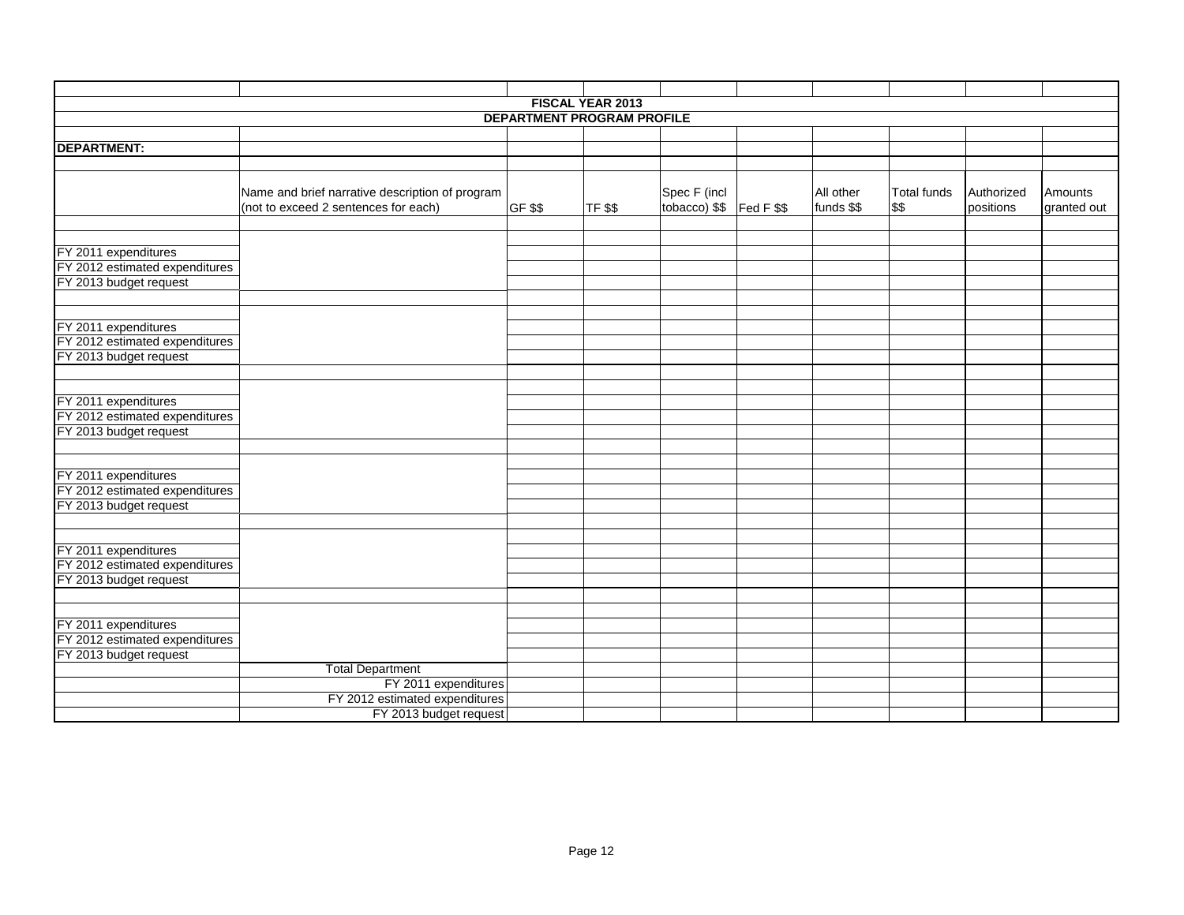**FISCAL YEAR 2013**

**DEPARTMENT PROGRAM PROFILE**

**DEPARTMENT:**

| | Name and brief narrative description of program (not to exceed 2 sentences for each) | GF $$ | TF $$ | Spec F (incl tobacco) $$ | Fed F $$ | All other funds $$ | Total funds $$ | Authorized positions | Amounts granted out |
|---|---|---|---|---|---|---|---|---|---|
| | | | | | | | | | |
| FY 2011 expenditures | | | | | | | | | |
| FY 2012 estimated expenditures | | | | | | | | | |
| FY 2013 budget request | | | | | | | | | |
| | | | | | | | | | |
| FY 2011 expenditures | | | | | | | | | |
| FY 2012 estimated expenditures | | | | | | | | | |
| FY 2013 budget request | | | | | | | | | |
| | | | | | | | | | |
| FY 2011 expenditures | | | | | | | | | |
| FY 2012 estimated expenditures | | | | | | | | | |
| FY 2013 budget request | | | | | | | | | |
| | | | | | | | | | |
| FY 2011 expenditures | | | | | | | | | |
| FY 2012 estimated expenditures | | | | | | | | | |
| FY 2013 budget request | | | | | | | | | |
| | | | | | | | | | |
| FY 2011 expenditures | | | | | | | | | |
| FY 2012 estimated expenditures | | | | | | | | | |
| FY 2013 budget request | | | | | | | | | |
| | | | | | | | | | |
| FY 2011 expenditures | | | | | | | | | |
| FY 2012 estimated expenditures | | | | | | | | | |
| FY 2013 budget request | | | | | | | | | |
| | Total Department | | | | | | | | |
| | FY 2011 expenditures | | | | | | | | |
| | FY 2012 estimated expenditures | | | | | | | | |
| | FY 2013 budget request | | | | | | | | |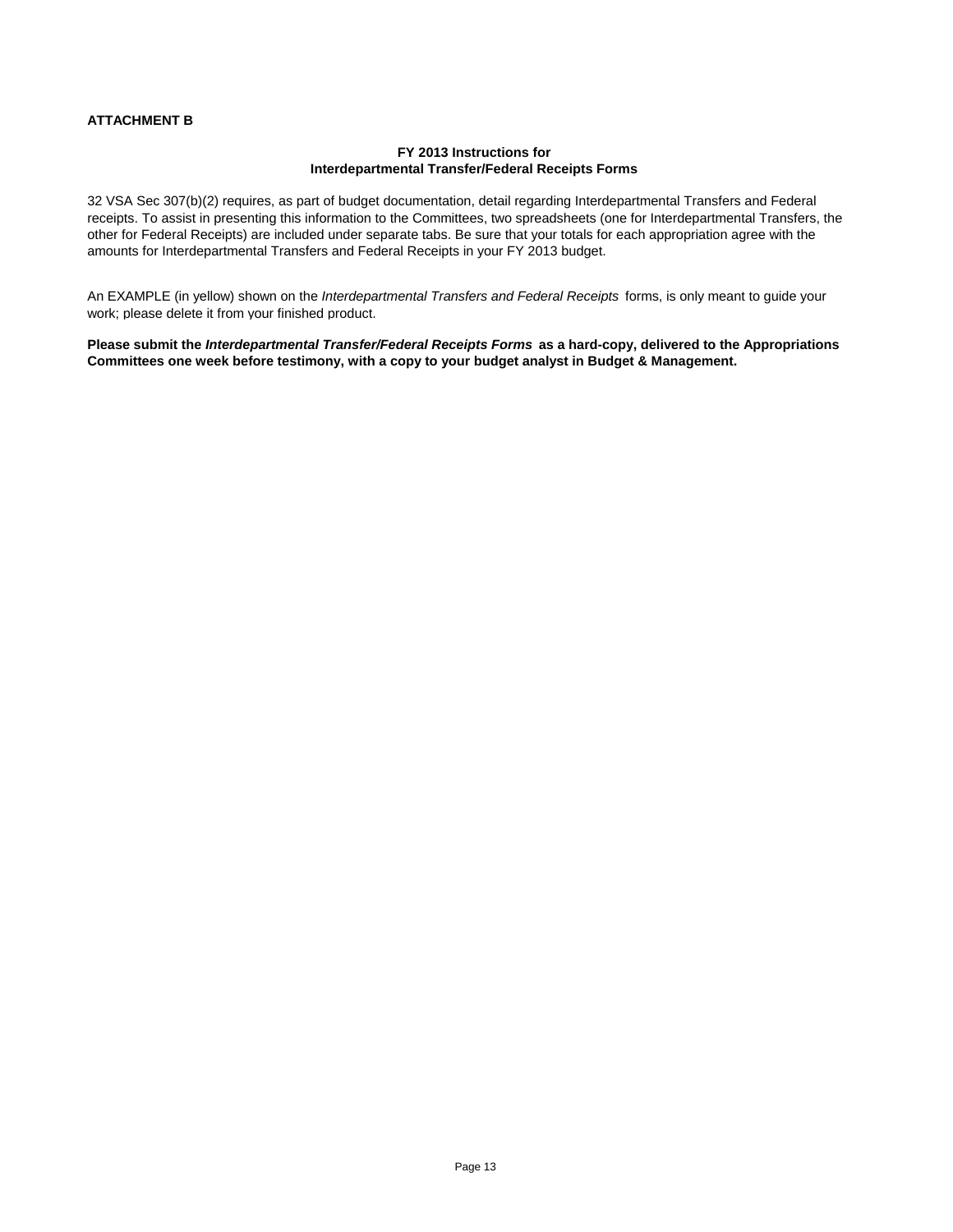**ATTACHMENT B**

## FY 2013 Instructions for Interdepartmental Transfer/Federal Receipts Forms

32 VSA Sec 307(b)(2) requires, as part of budget documentation, detail regarding Interdepartmental Transfers and Federal receipts. To assist in presenting this information to the Committees, two spreadsheets (one for Interdepartmental Transfers, the other for Federal Receipts) are included under separate tabs. Be sure that your totals for each appropriation agree with the amounts for Interdepartmental Transfers and Federal Receipts in your FY 2013 budget.

An EXAMPLE (in yellow) shown on the *Interdepartmental Transfers and Federal Receipts* forms, is only meant to guide your work; please delete it from your finished product.

**Please submit the *Interdepartmental Transfer/Federal Receipts Forms* as a hard-copy, delivered to the Appropriations Committees one week before testimony, with a copy to your budget analyst in Budget & Management.**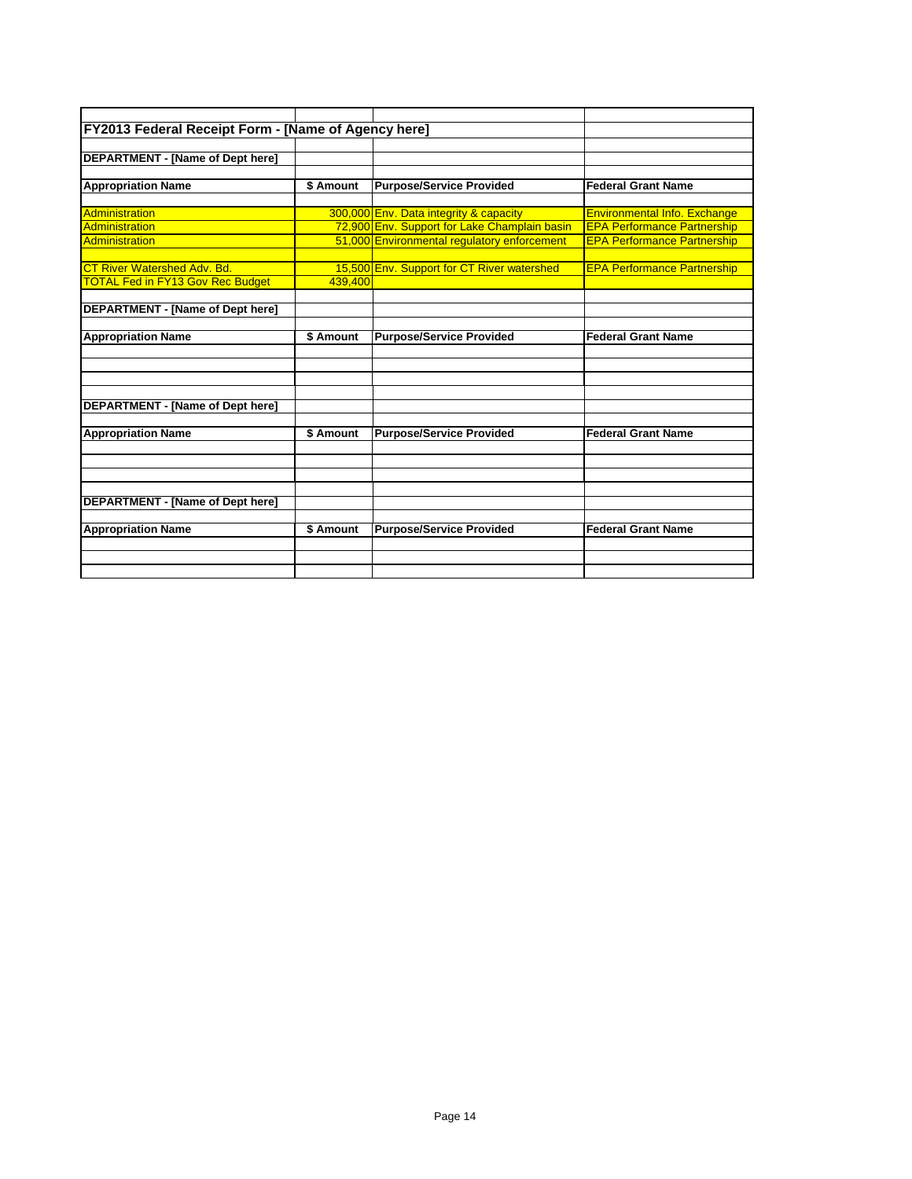## FY2013 Federal Receipt Form - [Name of Agency here]

**DEPARTMENT - [Name of Dept here]**

| Appropriation Name | $ Amount | Purpose/Service Provided | Federal Grant Name |
|---|---|---|---|
| Administration | 300,000 | Env. Data integrity & capacity | Environmental Info. Exchange |
| Administration | 72,900 | Env. Support for Lake Champlain basin | EPA Performance Partnership |
| Administration | 51,000 | Environmental regulatory enforcement | EPA Performance Partnership |
| | | | |
| CT River Watershed Adv. Bd. | 15,500 | Env. Support for CT River watershed | EPA Performance Partnership |
| TOTAL Fed in FY13 Gov Rec Budget | 439,400 | | |

**DEPARTMENT - [Name of Dept here]**

| Appropriation Name | $ Amount | Purpose/Service Provided | Federal Grant Name |
|---|---|---|---|
| | | | |
| | | | |
| | | | |

**DEPARTMENT - [Name of Dept here]**

| Appropriation Name | $ Amount | Purpose/Service Provided | Federal Grant Name |
|---|---|---|---|
| | | | |
| | | | |
| | | | |

**DEPARTMENT - [Name of Dept here]**

| Appropriation Name | $ Amount | Purpose/Service Provided | Federal Grant Name |
|---|---|---|---|
| | | | |
| | | | |
| | | | |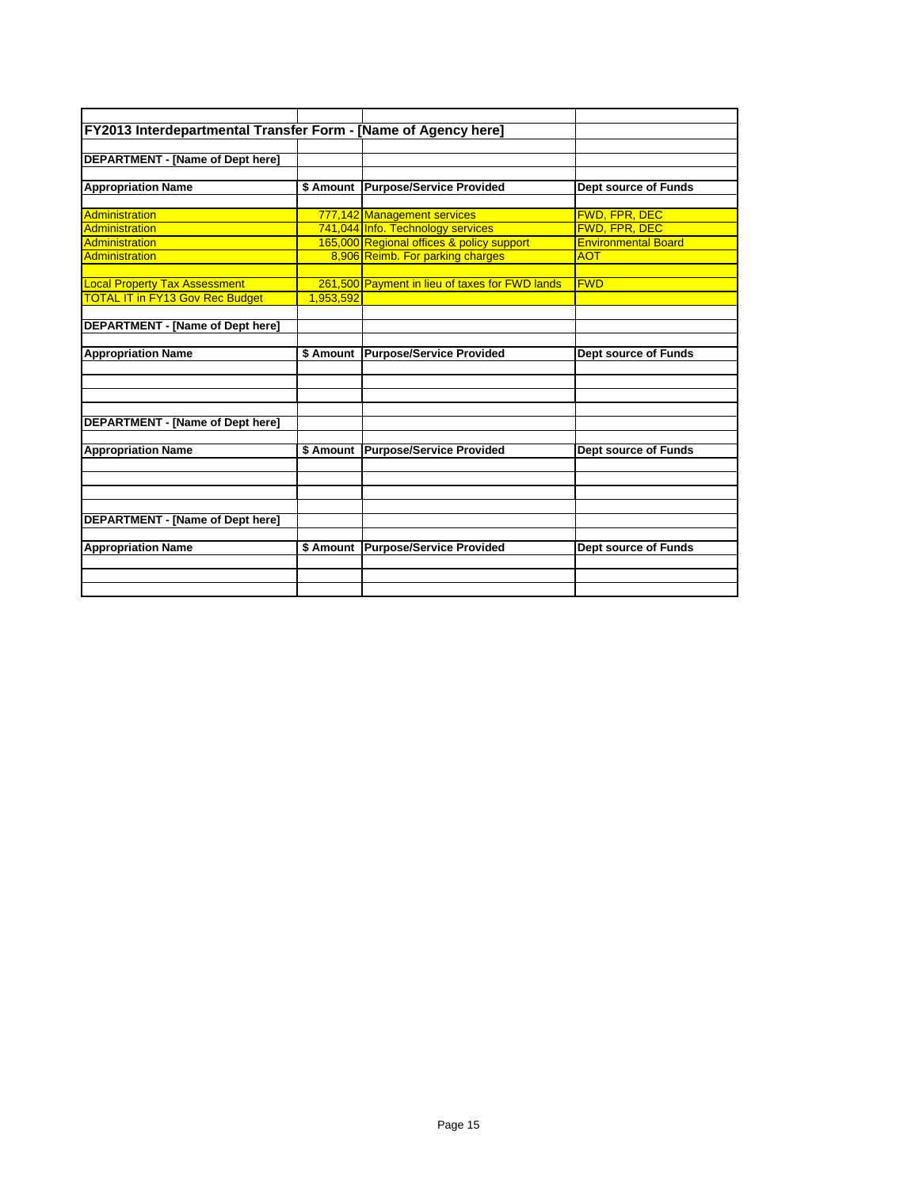## FY2013 Interdepartmental Transfer Form - [Name of Agency here]

**DEPARTMENT - [Name of Dept here]**

| Appropriation Name | $ Amount | Purpose/Service Provided | Dept source of Funds |
|---|---|---|---|
| Administration | 777,142 | Management services | FWD, FPR, DEC |
| Administration | 741,044 | Info. Technology services | FWD, FPR, DEC |
| Administration | 165,000 | Regional offices & policy support | Environmental Board |
| Administration | 8,906 | Reimb. For parking charges | AOT |
| | | | |
| Local Property Tax Assessment | 261,500 | Payment in lieu of taxes for FWD lands | FWD |
| TOTAL IT in FY13 Gov Rec Budget | 1,953,592 | | |

**DEPARTMENT - [Name of Dept here]**

| Appropriation Name | $ Amount | Purpose/Service Provided | Dept source of Funds |
|---|---|---|---|
| | | | |
| | | | |
| | | | |

**DEPARTMENT - [Name of Dept here]**

| Appropriation Name | $ Amount | Purpose/Service Provided | Dept source of Funds |
|---|---|---|---|
| | | | |
| | | | |
| | | | |

**DEPARTMENT - [Name of Dept here]**

| Appropriation Name | $ Amount | Purpose/Service Provided | Dept source of Funds |
|---|---|---|---|
| | | | |
| | | | |
| | | | |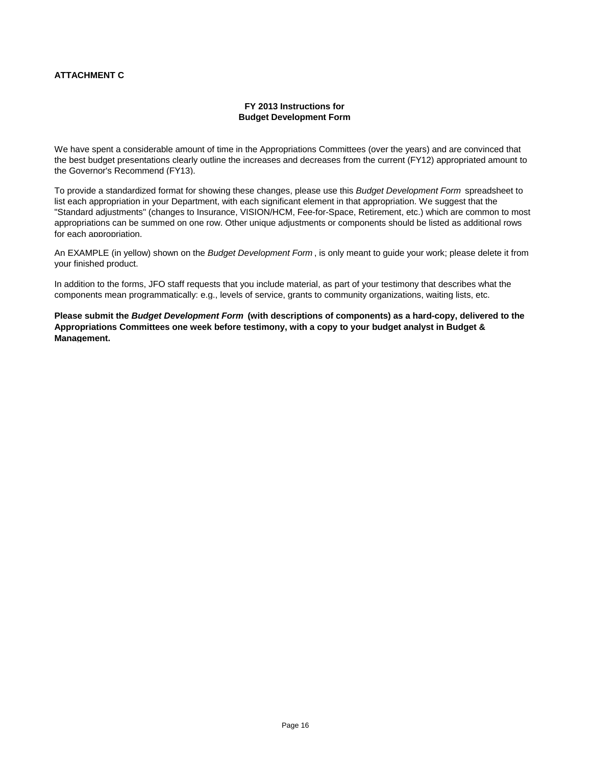**ATTACHMENT C**

**FY 2013 Instructions for**
**Budget Development Form**

We have spent a considerable amount of time in the Appropriations Committees (over the years) and are convinced that the best budget presentations clearly outline the increases and decreases from the current (FY12) appropriated amount to the Governor's Recommend (FY13).

To provide a standardized format for showing these changes, please use this *Budget Development Form* spreadsheet to list each appropriation in your Department, with each significant element in that appropriation. We suggest that the "Standard adjustments" (changes to Insurance, VISION/HCM, Fee-for-Space, Retirement, etc.) which are common to most appropriations can be summed on one row. Other unique adjustments or components should be listed as additional rows for each appropriation.

An EXAMPLE (in yellow) shown on the *Budget Development Form* , is only meant to guide your work; please delete it from your finished product.

In addition to the forms, JFO staff requests that you include material, as part of your testimony that describes what the components mean programmatically: e.g., levels of service, grants to community organizations, waiting lists, etc.

**Please submit the *Budget Development Form* (with descriptions of components) as a hard-copy, delivered to the Appropriations Committees one week before testimony, with a copy to your budget analyst in Budget & Management.**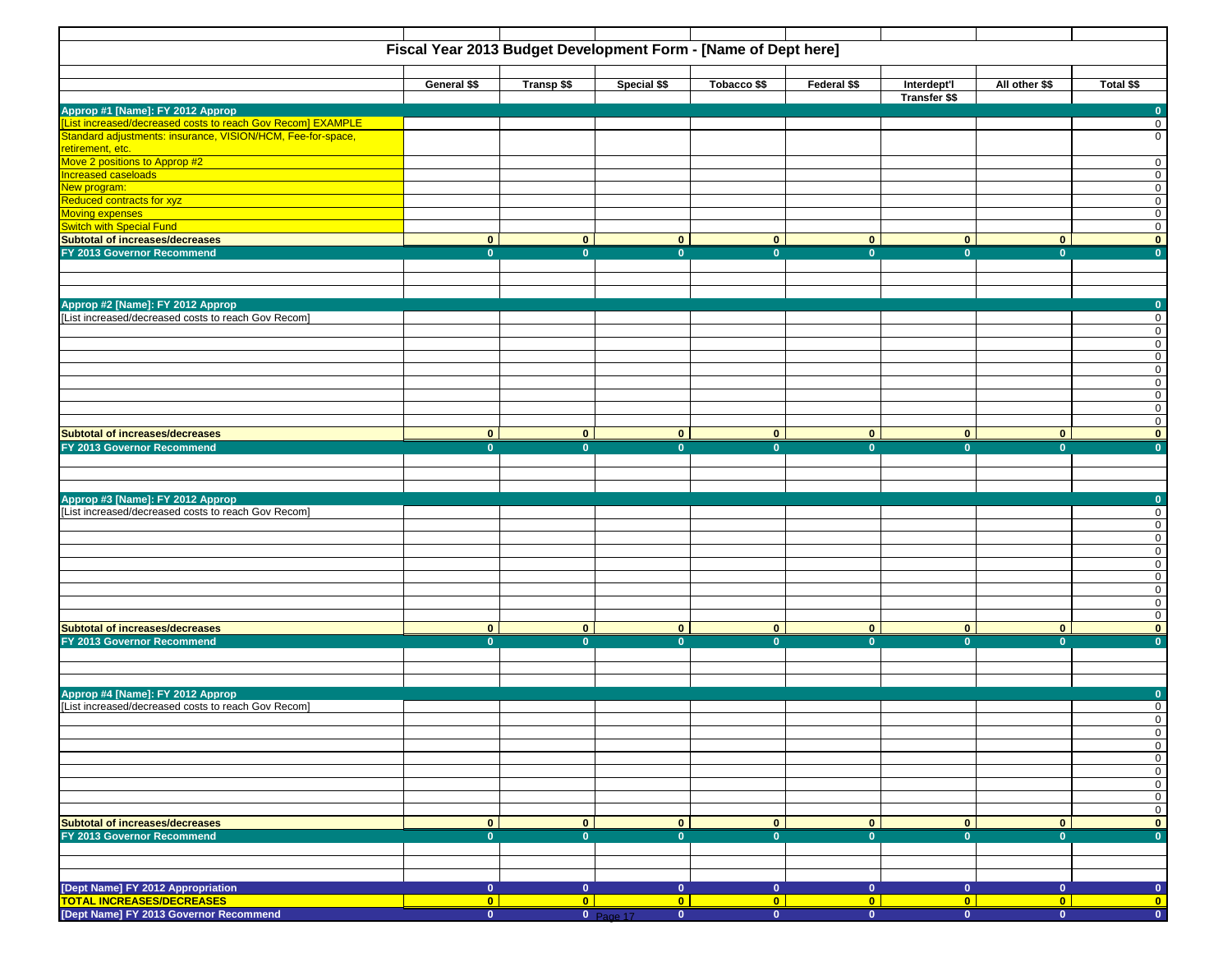# Fiscal Year 2013 Budget Development Form - [Name of Dept here]

| | General $$ | Transp $$ | Special $$ | Tobacco $$ | Federal $$ | Interdept'l Transfer $$ | All other $$ | Total $$ |
|---|---|---|---|---|---|---|---|---|
| **Approp #1 [Name]: FY 2012 Approp** | | | | | | | | **0** |
| [List increased/decreased costs to reach Gov Recom] EXAMPLE | | | | | | | | 0 |
| Standard adjustments: insurance, VISION/HCM, Fee-for-space, retirement, etc. | | | | | | | | 0 |
| Move 2 positions to Approp #2 | | | | | | | | 0 |
| Increased caseloads | | | | | | | | 0 |
| New program: | | | | | | | | 0 |
| Reduced contracts for xyz | | | | | | | | 0 |
| Moving expenses | | | | | | | | 0 |
| Switch with Special Fund | | | | | | | | 0 |
| **Subtotal of increases/decreases** | **0** | **0** | **0** | **0** | **0** | **0** | **0** | **0** |
| **FY 2013 Governor Recommend** | **0** | **0** | **0** | **0** | **0** | **0** | **0** | **0** |
| | | | | | | | | |
| **Approp #2 [Name]: FY 2012 Approp** | | | | | | | | **0** |
| [List increased/decreased costs to reach Gov Recom] | | | | | | | | 0 |
| | | | | | | | | 0 |
| | | | | | | | | 0 |
| | | | | | | | | 0 |
| | | | | | | | | 0 |
| | | | | | | | | 0 |
| | | | | | | | | 0 |
| | | | | | | | | 0 |
| | | | | | | | | 0 |
| **Subtotal of increases/decreases** | **0** | **0** | **0** | **0** | **0** | **0** | **0** | **0** |
| **FY 2013 Governor Recommend** | **0** | **0** | **0** | **0** | **0** | **0** | **0** | **0** |
| | | | | | | | | |
| **Approp #3 [Name]: FY 2012 Approp** | | | | | | | | **0** |
| [List increased/decreased costs to reach Gov Recom] | | | | | | | | 0 |
| | | | | | | | | 0 |
| | | | | | | | | 0 |
| | | | | | | | | 0 |
| | | | | | | | | 0 |
| | | | | | | | | 0 |
| | | | | | | | | 0 |
| | | | | | | | | 0 |
| | | | | | | | | 0 |
| **Subtotal of increases/decreases** | **0** | **0** | **0** | **0** | **0** | **0** | **0** | **0** |
| **FY 2013 Governor Recommend** | **0** | **0** | **0** | **0** | **0** | **0** | **0** | **0** |
| | | | | | | | | |
| **Approp #4 [Name]: FY 2012 Approp** | | | | | | | | **0** |
| [List increased/decreased costs to reach Gov Recom] | | | | | | | | 0 |
| | | | | | | | | 0 |
| | | | | | | | | 0 |
| | | | | | | | | 0 |
| | | | | | | | | 0 |
| | | | | | | | | 0 |
| | | | | | | | | 0 |
| | | | | | | | | 0 |
| | | | | | | | | 0 |
| **Subtotal of increases/decreases** | **0** | **0** | **0** | **0** | **0** | **0** | **0** | **0** |
| **FY 2013 Governor Recommend** | **0** | **0** | **0** | **0** | **0** | **0** | **0** | **0** |
| | | | | | | | | |
| **[Dept Name] FY 2012 Appropriation** | **0** | **0** | **0** | **0** | **0** | **0** | **0** | **0** |
| **TOTAL INCREASES/DECREASES** | **0** | **0** | **0** | **0** | **0** | **0** | **0** | **0** |
| **[Dept Name] FY 2013 Governor Recommend** | **0** | **0** | **0** | **0** | **0** | **0** | **0** | **0** |